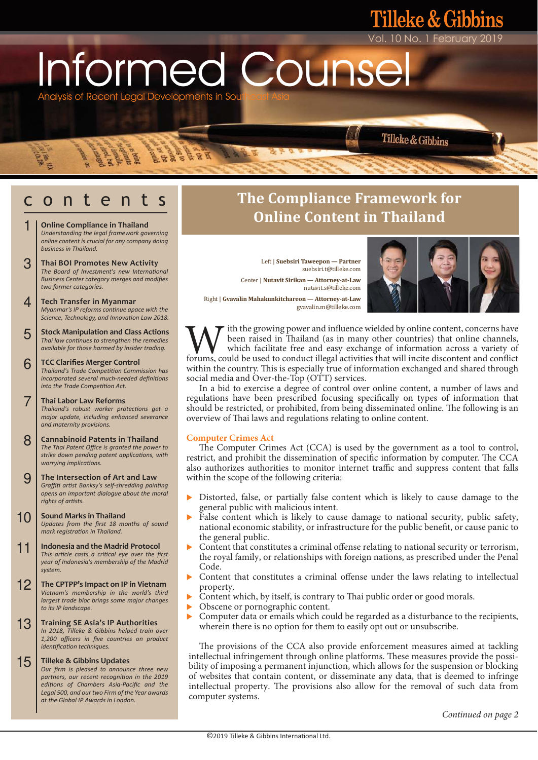# Informed Counsel

Tilleke & Gibbins

Vol. 10 No. 1 February 2019

Analysis of Recent Legal Developments in Southeast Asia

## contents

**1 Online Compliance in Thailand**
*Understanding the legal framework governing online content is crucial for any company doing business in Thailand.*

**3 Thai BOI Promotes New Activity**
*The Board of Investment's new International Business Center category merges and modifies two former categories.*

**4 Tech Transfer in Myanmar**
*Myanmar's IP reforms continue apace with the Science, Technology, and Innovation Law 2018.*

**5 Stock Manipulation and Class Actions**
*Thai law continues to strengthen the remedies available for those harmed by insider trading.*

**6 TCC Clarifies Merger Control**
*Thailand's Trade Competition Commission has incorporated several much-needed definitions into the Trade Competition Act.*

**7 Thai Labor Law Reforms**
*Thailand's robust worker protections get a major update, including enhanced severance and maternity provisions.*

**8 Cannabinoid Patents in Thailand**
*The Thai Patent Office is granted the power to strike down pending patent applications, with worrying implications.*

**9 The Intersection of Art and Law**
*Graffiti artist Banksy's self-shredding painting opens an important dialogue about the moral rights of artists.*

**10 Sound Marks in Thailand**
*Updates from the first 18 months of sound mark registration in Thailand.*

**11 Indonesia and the Madrid Protocol**
*This article casts a critical eye over the first year of Indonesia's membership of the Madrid system.*

**12 The CPTPP's Impact on IP in Vietnam**
*Vietnam's membership in the world's third largest trade bloc brings some major changes to its IP landscape.*

**13 Training SE Asia's IP Authorities**
*In 2018, Tilleke & Gibbins helped train over 1,200 officers in five countries on product identification techniques.*

**15 Tilleke & Gibbins Updates**
*Our firm is pleased to announce three new partners, our recent recognition in the 2019 editions of Chambers Asia-Pacific and the Legal 500, and our two Firm of the Year awards at the Global IP Awards in London.*

# The Compliance Framework for Online Content in Thailand

Left | **Suebsiri Taweepon — Partner**
suebsiri.t@tilleke.com

Center | **Nutavit Sirikan — Attorney-at-Law**
nutavit.s@tilleke.com

Right | **Gvavalin Mahakunkitchareon — Attorney-at-Law**
gvavalin.m@tilleke.com

With the growing power and influence wielded by online content, concerns have been raised in Thailand (as in many other countries) that online channels, which facilitate free and easy exchange of information across a variety of forums, could be used to conduct illegal activities that will incite discontent and conflict within the country. This is especially true of information exchanged and shared through social media and Over-the-Top (OTT) services.

In a bid to exercise a degree of control over online content, a number of laws and regulations have been prescribed focusing specifically on types of information that should be restricted, or prohibited, from being disseminated online. The following is an overview of Thai laws and regulations relating to online content.

## Computer Crimes Act

The Computer Crimes Act (CCA) is used by the government as a tool to control, restrict, and prohibit the dissemination of specific information by computer. The CCA also authorizes authorities to monitor internet traffic and suppress content that falls within the scope of the following criteria:

- Distorted, false, or partially false content which is likely to cause damage to the general public with malicious intent.
- False content which is likely to cause damage to national security, public safety, national economic stability, or infrastructure for the public benefit, or cause panic to the general public.
- Content that constitutes a criminal offense relating to national security or terrorism, the royal family, or relationships with foreign nations, as prescribed under the Penal Code.
- Content that constitutes a criminal offense under the laws relating to intellectual property.
- Content which, by itself, is contrary to Thai public order or good morals.
- Obscene or pornographic content.
- Computer data or emails which could be regarded as a disturbance to the recipients, wherein there is no option for them to easily opt out or unsubscribe.

The provisions of the CCA also provide enforcement measures aimed at tackling intellectual infringement through online platforms. These measures provide the possibility of imposing a permanent injunction, which allows for the suspension or blocking of websites that contain content, or disseminate any data, that is deemed to infringe intellectual property. The provisions also allow for the removal of such data from computer systems.

*Continued on page 2*

©2019 Tilleke & Gibbins International Ltd.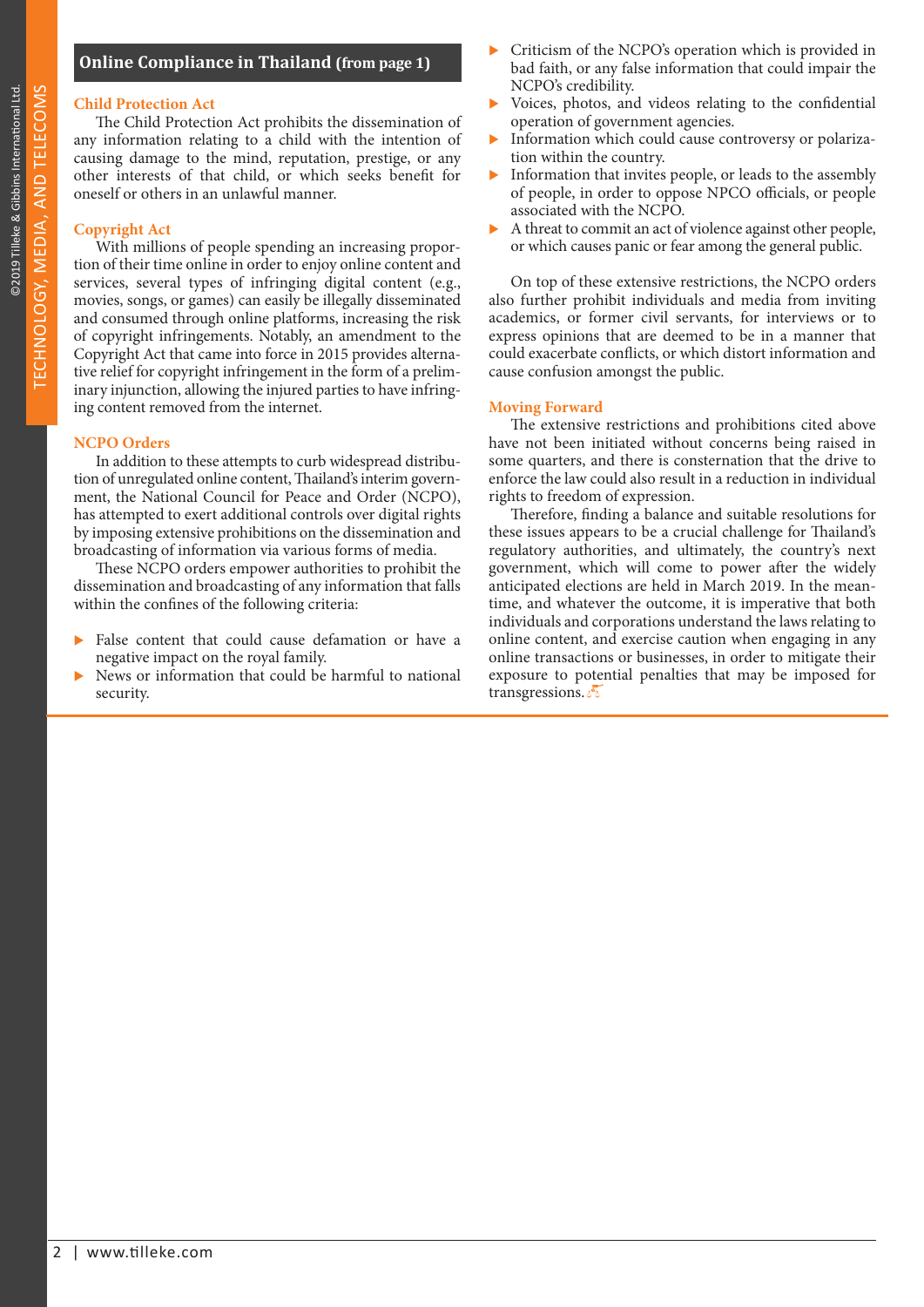## Online Compliance in Thailand (from page 1)

### Child Protection Act

The Child Protection Act prohibits the dissemination of any information relating to a child with the intention of causing damage to the mind, reputation, prestige, or any other interests of that child, or which seeks benefit for oneself or others in an unlawful manner.

### Copyright Act

With millions of people spending an increasing proportion of their time online in order to enjoy online content and services, several types of infringing digital content (e.g., movies, songs, or games) can easily be illegally disseminated and consumed through online platforms, increasing the risk of copyright infringements. Notably, an amendment to the Copyright Act that came into force in 2015 provides alternative relief for copyright infringement in the form of a preliminary injunction, allowing the injured parties to have infringing content removed from the internet.

### NCPO Orders

In addition to these attempts to curb widespread distribution of unregulated online content, Thailand's interim government, the National Council for Peace and Order (NCPO), has attempted to exert additional controls over digital rights by imposing extensive prohibitions on the dissemination and broadcasting of information via various forms of media.

These NCPO orders empower authorities to prohibit the dissemination and broadcasting of any information that falls within the confines of the following criteria:

- False content that could cause defamation or have a negative impact on the royal family.
- News or information that could be harmful to national security.
- Criticism of the NCPO's operation which is provided in bad faith, or any false information that could impair the NCPO's credibility.
- Voices, photos, and videos relating to the confidential operation of government agencies.
- Information which could cause controversy or polarization within the country.
- Information that invites people, or leads to the assembly of people, in order to oppose NPCO officials, or people associated with the NCPO.
- A threat to commit an act of violence against other people, or which causes panic or fear among the general public.

On top of these extensive restrictions, the NCPO orders also further prohibit individuals and media from inviting academics, or former civil servants, for interviews or to express opinions that are deemed to be in a manner that could exacerbate conflicts, or which distort information and cause confusion amongst the public.

### Moving Forward

The extensive restrictions and prohibitions cited above have not been initiated without concerns being raised in some quarters, and there is consternation that the drive to enforce the law could also result in a reduction in individual rights to freedom of expression.

Therefore, finding a balance and suitable resolutions for these issues appears to be a crucial challenge for Thailand's regulatory authorities, and ultimately, the country's next government, which will come to power after the widely anticipated elections are held in March 2019. In the meantime, and whatever the outcome, it is imperative that both individuals and corporations understand the laws relating to online content, and exercise caution when engaging in any online transactions or businesses, in order to mitigate their exposure to potential penalties that may be imposed for transgressions.